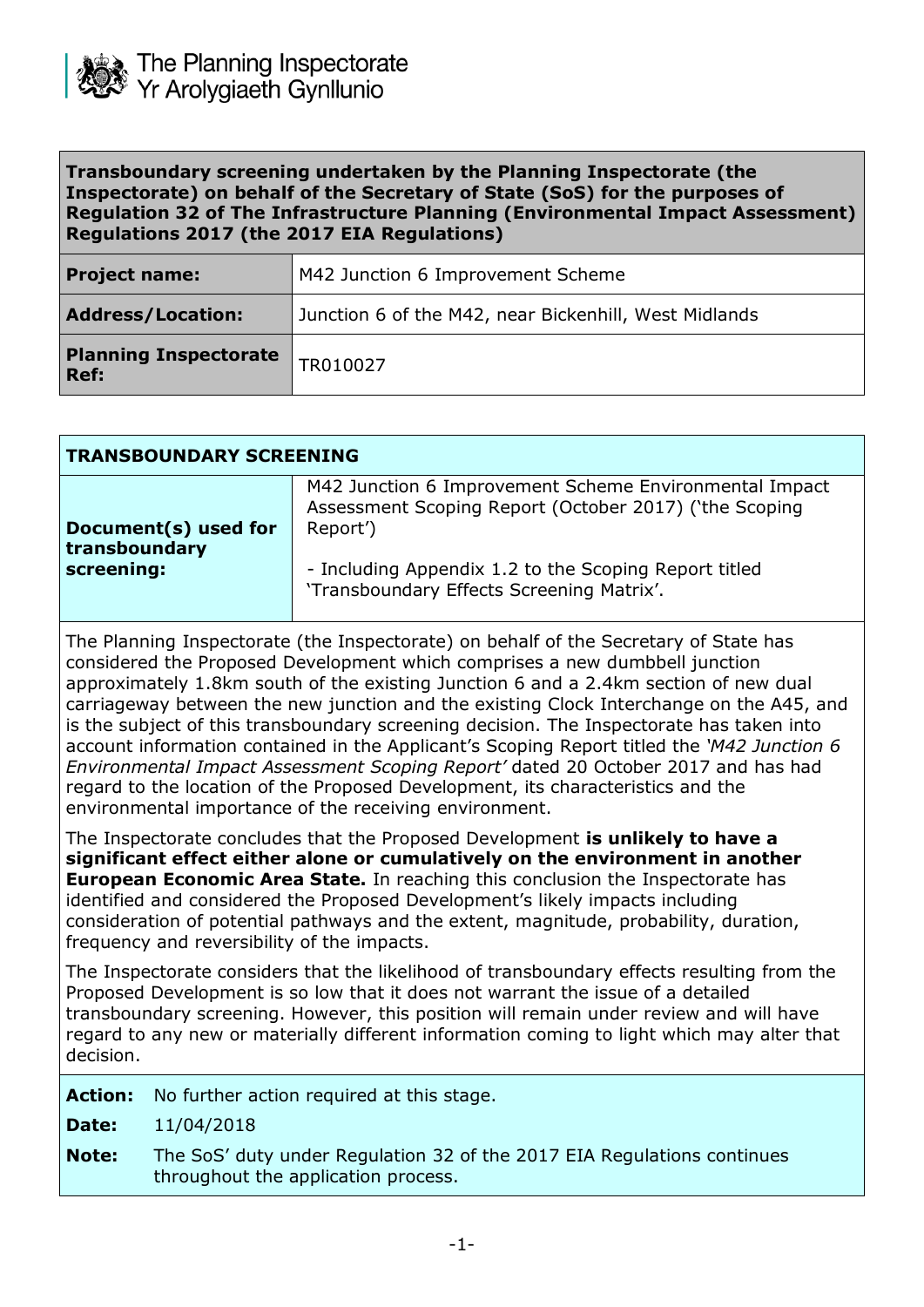The Planning Inspectorate
Yr Arolygiaeth Gynllunio

**Transboundary screening undertaken by the Planning Inspectorate (the Inspectorate) on behalf of the Secretary of State (SoS) for the purposes of Regulation 32 of The Infrastructure Planning (Environmental Impact Assessment) Regulations 2017 (the 2017 EIA Regulations)**

| | |
|---|---|
| **Project name:** | M42 Junction 6 Improvement Scheme |
| **Address/Location:** | Junction 6 of the M42, near Bickenhill, West Midlands |
| **Planning Inspectorate Ref:** | TR010027 |

## TRANSBOUNDARY SCREENING

| | |
|---|---|
| **Document(s) used for transboundary screening:** | M42 Junction 6 Improvement Scheme Environmental Impact Assessment Scoping Report (October 2017) ('the Scoping Report')<br><br>- Including Appendix 1.2 to the Scoping Report titled 'Transboundary Effects Screening Matrix'. |

The Planning Inspectorate (the Inspectorate) on behalf of the Secretary of State has considered the Proposed Development which comprises a new dumbbell junction approximately 1.8km south of the existing Junction 6 and a 2.4km section of new dual carriageway between the new junction and the existing Clock Interchange on the A45, and is the subject of this transboundary screening decision. The Inspectorate has taken into account information contained in the Applicant's Scoping Report titled the *'M42 Junction 6 Environmental Impact Assessment Scoping Report'* dated 20 October 2017 and has had regard to the location of the Proposed Development, its characteristics and the environmental importance of the receiving environment.

The Inspectorate concludes that the Proposed Development **is unlikely to have a significant effect either alone or cumulatively on the environment in another European Economic Area State.** In reaching this conclusion the Inspectorate has identified and considered the Proposed Development's likely impacts including consideration of potential pathways and the extent, magnitude, probability, duration, frequency and reversibility of the impacts.

The Inspectorate considers that the likelihood of transboundary effects resulting from the Proposed Development is so low that it does not warrant the issue of a detailed transboundary screening. However, this position will remain under review and will have regard to any new or materially different information coming to light which may alter that decision.

| | |
|---|---|
| **Action:** | No further action required at this stage. |
| **Date:** | 11/04/2018 |
| **Note:** | The SoS' duty under Regulation 32 of the 2017 EIA Regulations continues throughout the application process. |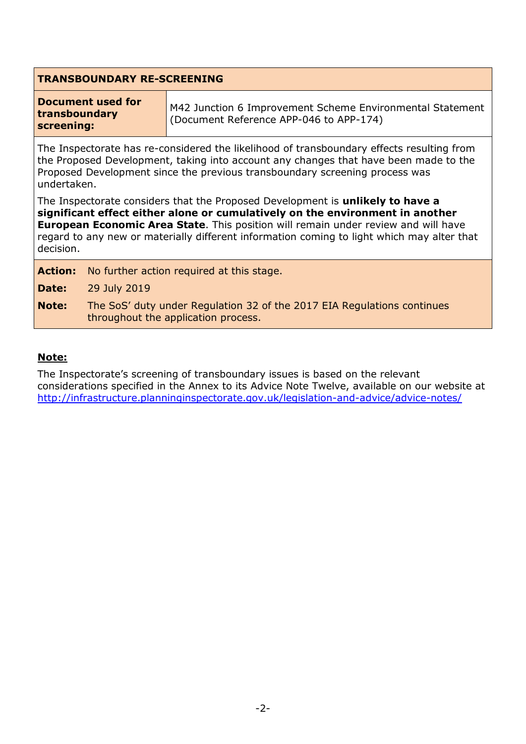| **TRANSBOUNDARY RE-SCREENING** | |
|---|---|
| **Document used for transboundary screening:** | M42 Junction 6 Improvement Scheme Environmental Statement (Document Reference APP-046 to APP-174) |

The Inspectorate has re-considered the likelihood of transboundary effects resulting from the Proposed Development, taking into account any changes that have been made to the Proposed Development since the previous transboundary screening process was undertaken.

The Inspectorate considers that the Proposed Development is **unlikely to have a significant effect either alone or cumulatively on the environment in another European Economic Area State**. This position will remain under review and will have regard to any new or materially different information coming to light which may alter that decision.

| | |
|---|---|
| **Action:** | No further action required at this stage. |
| **Date:** | 29 July 2019 |
| **Note:** | The SoS' duty under Regulation 32 of the 2017 EIA Regulations continues throughout the application process. |

**Note:**

The Inspectorate's screening of transboundary issues is based on the relevant considerations specified in the Annex to its Advice Note Twelve, available on our website at http://infrastructure.planninginspectorate.gov.uk/legislation-and-advice/advice-notes/